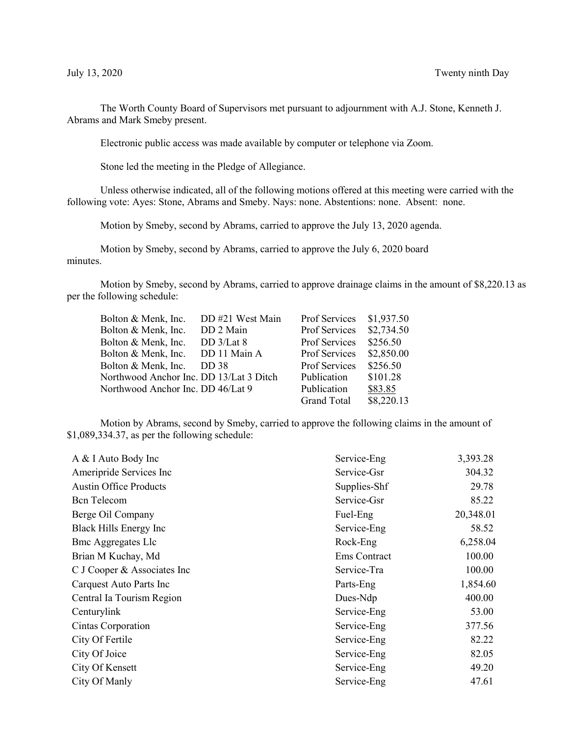July 13, 2020 Twenty ninth Day

The Worth County Board of Supervisors met pursuant to adjournment with A.J. Stone, Kenneth J. Abrams and Mark Smeby present.

Electronic public access was made available by computer or telephone via Zoom.

Stone led the meeting in the Pledge of Allegiance.

Unless otherwise indicated, all of the following motions offered at this meeting were carried with the following vote: Ayes: Stone, Abrams and Smeby. Nays: none. Abstentions: none. Absent: none.

Motion by Smeby, second by Abrams, carried to approve the July 13, 2020 agenda.

Motion by Smeby, second by Abrams, carried to approve the July 6, 2020 board minutes.

Motion by Smeby, second by Abrams, carried to approve drainage claims in the amount of $8,220.13 as per the following schedule:

| | | | |
|---|---|---|---|
| Bolton & Menk, Inc. | DD #21 West Main | Prof Services | $1,937.50 |
| Bolton & Menk, Inc. | DD 2 Main | Prof Services | $2,734.50 |
| Bolton & Menk, Inc. | DD 3/Lat 8 | Prof Services | $256.50 |
| Bolton & Menk, Inc. | DD 11 Main A | Prof Services | $2,850.00 |
| Bolton & Menk, Inc. | DD 38 | Prof Services | $256.50 |
| Northwood Anchor Inc. | DD 13/Lat 3 Ditch | Publication | $101.28 |
| Northwood Anchor Inc. | DD 46/Lat 9 | Publication | $83.85 |
| | | Grand Total | $8,220.13 |

Motion by Abrams, second by Smeby, carried to approve the following claims in the amount of $1,089,334.37, as per the following schedule:

| | | |
|---|---|---|
| A & I Auto Body Inc | Service-Eng | 3,393.28 |
| Ameripride Services Inc | Service-Gsr | 304.32 |
| Austin Office Products | Supplies-Shf | 29.78 |
| Bcn Telecom | Service-Gsr | 85.22 |
| Berge Oil Company | Fuel-Eng | 20,348.01 |
| Black Hills Energy Inc | Service-Eng | 58.52 |
| Bmc Aggregates Llc | Rock-Eng | 6,258.04 |
| Brian M Kuchay, Md | Ems Contract | 100.00 |
| C J Cooper & Associates Inc | Service-Tra | 100.00 |
| Carquest Auto Parts Inc | Parts-Eng | 1,854.60 |
| Central Ia Tourism Region | Dues-Ndp | 400.00 |
| Centurylink | Service-Eng | 53.00 |
| Cintas Corporation | Service-Eng | 377.56 |
| City Of Fertile | Service-Eng | 82.22 |
| City Of Joice | Service-Eng | 82.05 |
| City Of Kensett | Service-Eng | 49.20 |
| City Of Manly | Service-Eng | 47.61 |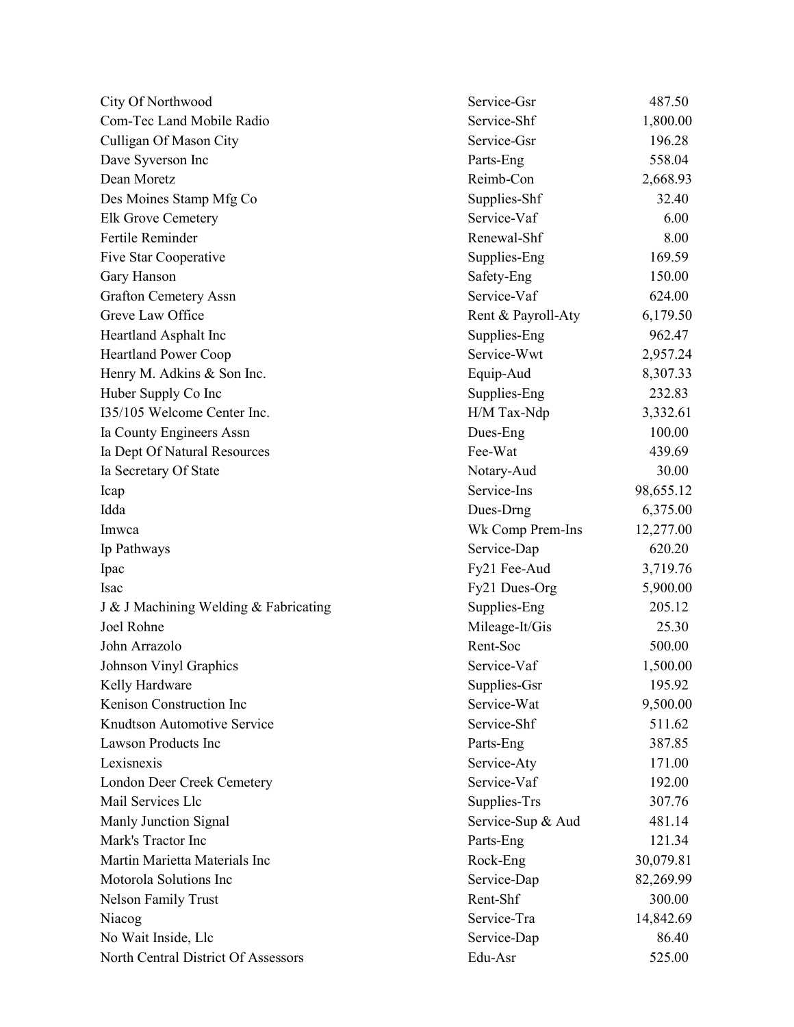| | | |
|---|---|---|
| City Of Northwood | Service-Gsr | 487.50 |
| Com-Tec Land Mobile Radio | Service-Shf | 1,800.00 |
| Culligan Of Mason City | Service-Gsr | 196.28 |
| Dave Syverson Inc | Parts-Eng | 558.04 |
| Dean Moretz | Reimb-Con | 2,668.93 |
| Des Moines Stamp Mfg Co | Supplies-Shf | 32.40 |
| Elk Grove Cemetery | Service-Vaf | 6.00 |
| Fertile Reminder | Renewal-Shf | 8.00 |
| Five Star Cooperative | Supplies-Eng | 169.59 |
| Gary Hanson | Safety-Eng | 150.00 |
| Grafton Cemetery Assn | Service-Vaf | 624.00 |
| Greve Law Office | Rent & Payroll-Aty | 6,179.50 |
| Heartland Asphalt Inc | Supplies-Eng | 962.47 |
| Heartland Power Coop | Service-Wwt | 2,957.24 |
| Henry M. Adkins & Son Inc. | Equip-Aud | 8,307.33 |
| Huber Supply Co Inc | Supplies-Eng | 232.83 |
| I35/105 Welcome Center Inc. | H/M Tax-Ndp | 3,332.61 |
| Ia County Engineers Assn | Dues-Eng | 100.00 |
| Ia Dept Of Natural Resources | Fee-Wat | 439.69 |
| Ia Secretary Of State | Notary-Aud | 30.00 |
| Icap | Service-Ins | 98,655.12 |
| Idda | Dues-Drng | 6,375.00 |
| Imwca | Wk Comp Prem-Ins | 12,277.00 |
| Ip Pathways | Service-Dap | 620.20 |
| Ipac | Fy21 Fee-Aud | 3,719.76 |
| Isac | Fy21 Dues-Org | 5,900.00 |
| J & J Machining Welding & Fabricating | Supplies-Eng | 205.12 |
| Joel Rohne | Mileage-It/Gis | 25.30 |
| John Arrazolo | Rent-Soc | 500.00 |
| Johnson Vinyl Graphics | Service-Vaf | 1,500.00 |
| Kelly Hardware | Supplies-Gsr | 195.92 |
| Kenison Construction Inc | Service-Wat | 9,500.00 |
| Knudtson Automotive Service | Service-Shf | 511.62 |
| Lawson Products Inc | Parts-Eng | 387.85 |
| Lexisnexis | Service-Aty | 171.00 |
| London Deer Creek Cemetery | Service-Vaf | 192.00 |
| Mail Services Llc | Supplies-Trs | 307.76 |
| Manly Junction Signal | Service-Sup & Aud | 481.14 |
| Mark's Tractor Inc | Parts-Eng | 121.34 |
| Martin Marietta Materials Inc | Rock-Eng | 30,079.81 |
| Motorola Solutions Inc | Service-Dap | 82,269.99 |
| Nelson Family Trust | Rent-Shf | 300.00 |
| Niacog | Service-Tra | 14,842.69 |
| No Wait Inside, Llc | Service-Dap | 86.40 |
| North Central District Of Assessors | Edu-Asr | 525.00 |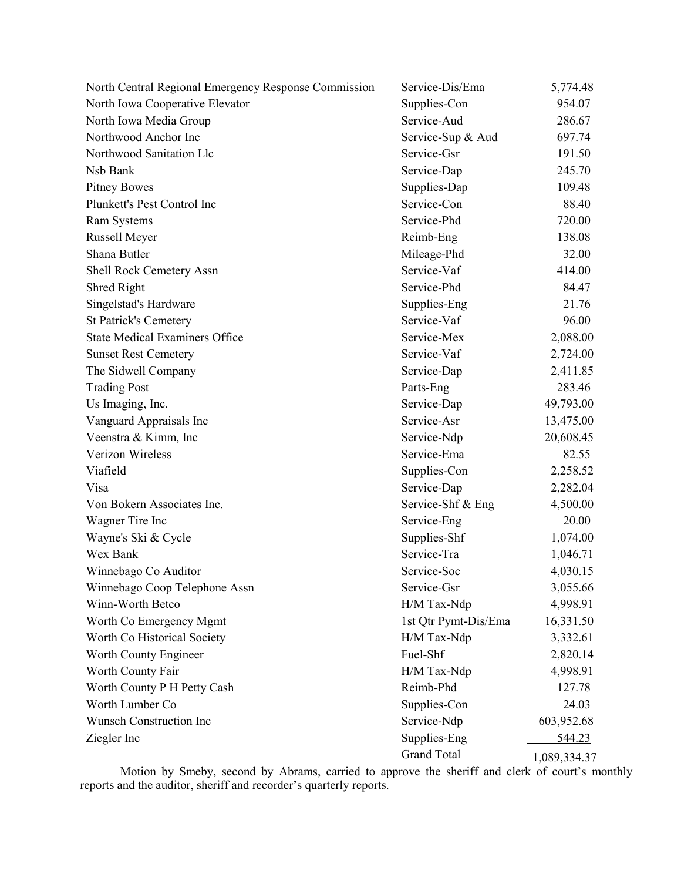| | | |
|---|---|---|
| North Central Regional Emergency Response Commission | Service-Dis/Ema | 5,774.48 |
| North Iowa Cooperative Elevator | Supplies-Con | 954.07 |
| North Iowa Media Group | Service-Aud | 286.67 |
| Northwood Anchor Inc | Service-Sup & Aud | 697.74 |
| Northwood Sanitation Llc | Service-Gsr | 191.50 |
| Nsb Bank | Service-Dap | 245.70 |
| Pitney Bowes | Supplies-Dap | 109.48 |
| Plunkett's Pest Control Inc | Service-Con | 88.40 |
| Ram Systems | Service-Phd | 720.00 |
| Russell Meyer | Reimb-Eng | 138.08 |
| Shana Butler | Mileage-Phd | 32.00 |
| Shell Rock Cemetery Assn | Service-Vaf | 414.00 |
| Shred Right | Service-Phd | 84.47 |
| Singelstad's Hardware | Supplies-Eng | 21.76 |
| St Patrick's Cemetery | Service-Vaf | 96.00 |
| State Medical Examiners Office | Service-Mex | 2,088.00 |
| Sunset Rest Cemetery | Service-Vaf | 2,724.00 |
| The Sidwell Company | Service-Dap | 2,411.85 |
| Trading Post | Parts-Eng | 283.46 |
| Us Imaging, Inc. | Service-Dap | 49,793.00 |
| Vanguard Appraisals Inc | Service-Asr | 13,475.00 |
| Veenstra & Kimm, Inc | Service-Ndp | 20,608.45 |
| Verizon Wireless | Service-Ema | 82.55 |
| Viafield | Supplies-Con | 2,258.52 |
| Visa | Service-Dap | 2,282.04 |
| Von Bokern Associates Inc. | Service-Shf & Eng | 4,500.00 |
| Wagner Tire Inc | Service-Eng | 20.00 |
| Wayne's Ski & Cycle | Supplies-Shf | 1,074.00 |
| Wex Bank | Service-Tra | 1,046.71 |
| Winnebago Co Auditor | Service-Soc | 4,030.15 |
| Winnebago Coop Telephone Assn | Service-Gsr | 3,055.66 |
| Winn-Worth Betco | H/M Tax-Ndp | 4,998.91 |
| Worth Co Emergency Mgmt | 1st Qtr Pymt-Dis/Ema | 16,331.50 |
| Worth Co Historical Society | H/M Tax-Ndp | 3,332.61 |
| Worth County Engineer | Fuel-Shf | 2,820.14 |
| Worth County Fair | H/M Tax-Ndp | 4,998.91 |
| Worth County P H Petty Cash | Reimb-Phd | 127.78 |
| Worth Lumber Co | Supplies-Con | 24.03 |
| Wunsch Construction Inc | Service-Ndp | 603,952.68 |
| Ziegler Inc | Supplies-Eng | 544.23 |
| | Grand Total | 1,089,334.37 |

Motion by Smeby, second by Abrams, carried to approve the sheriff and clerk of court's monthly reports and the auditor, sheriff and recorder's quarterly reports.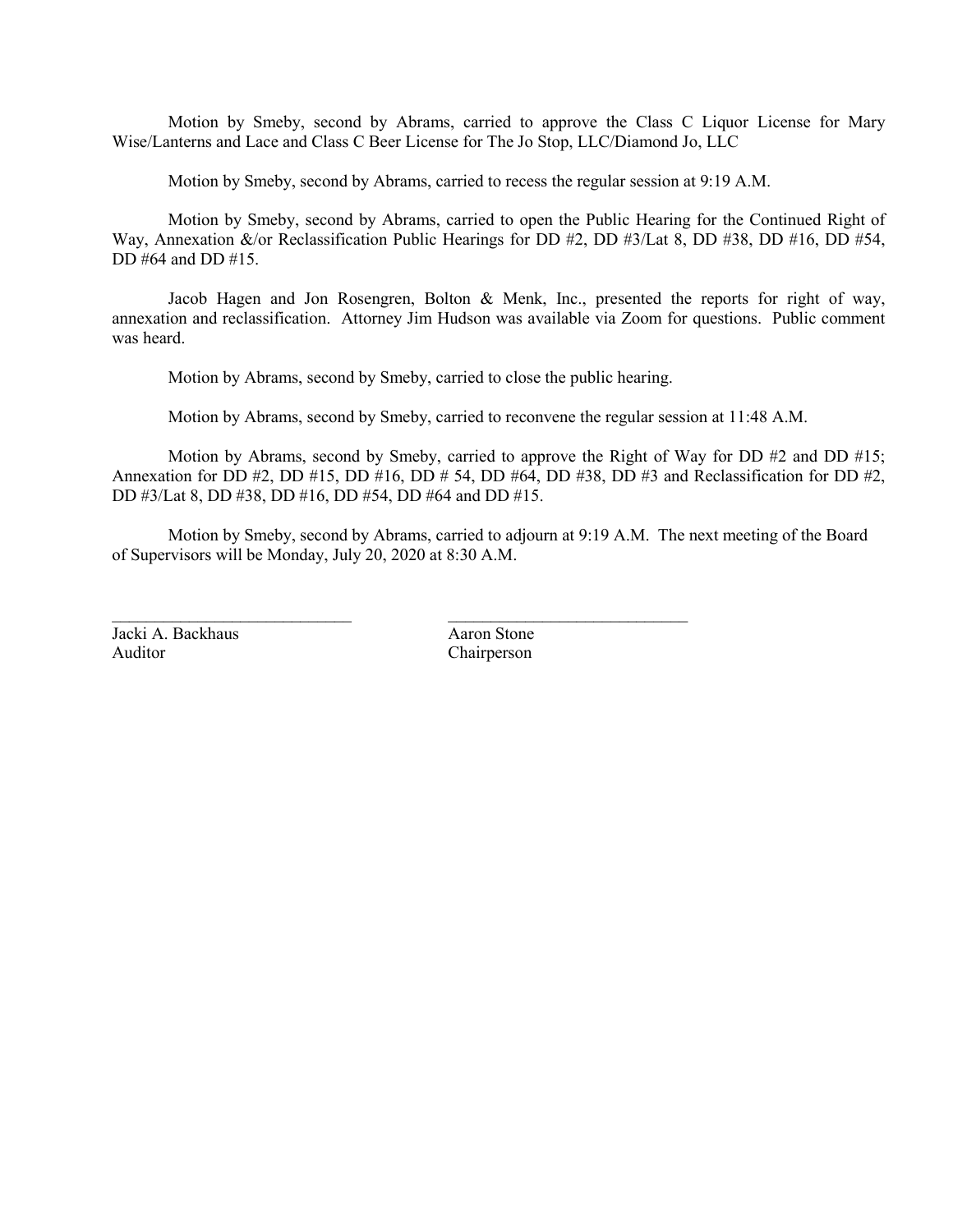Motion by Smeby, second by Abrams, carried to approve the Class C Liquor License for Mary Wise/Lanterns and Lace and Class C Beer License for The Jo Stop, LLC/Diamond Jo, LLC

Motion by Smeby, second by Abrams, carried to recess the regular session at 9:19 A.M.

Motion by Smeby, second by Abrams, carried to open the Public Hearing for the Continued Right of Way, Annexation &/or Reclassification Public Hearings for DD #2, DD #3/Lat 8, DD #38, DD #16, DD #54, DD #64 and DD #15.

Jacob Hagen and Jon Rosengren, Bolton & Menk, Inc., presented the reports for right of way, annexation and reclassification. Attorney Jim Hudson was available via Zoom for questions. Public comment was heard.

Motion by Abrams, second by Smeby, carried to close the public hearing.

Motion by Abrams, second by Smeby, carried to reconvene the regular session at 11:48 A.M.

Motion by Abrams, second by Smeby, carried to approve the Right of Way for DD #2 and DD #15; Annexation for DD #2, DD #15, DD #16, DD # 54, DD #64, DD #38, DD #3 and Reclassification for DD #2, DD #3/Lat 8, DD #38, DD #16, DD #54, DD #64 and DD #15.

Motion by Smeby, second by Abrams, carried to adjourn at 9:19 A.M. The next meeting of the Board of Supervisors will be Monday, July 20, 2020 at 8:30 A.M.

| | |
|---|---|
| \_\_\_\_\_\_\_\_\_\_\_\_\_\_\_\_\_\_\_\_\_\_\_\_\_\_\_\_ | \_\_\_\_\_\_\_\_\_\_\_\_\_\_\_\_\_\_\_\_\_\_\_\_\_\_\_\_ |
| Jacki A. Backhaus | Aaron Stone |
| Auditor | Chairperson |